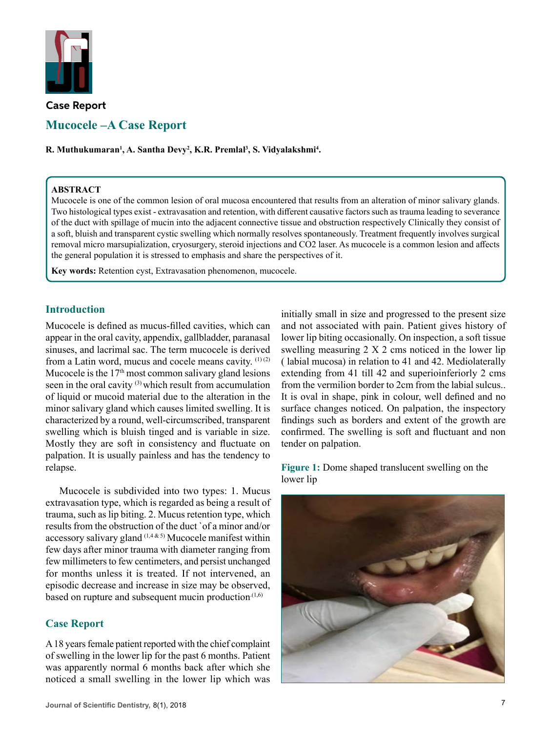Case Report

# Mucocele –A Case Report

**R. Muthukumaran[1], A. Santha Devy[2], K.R. Premlal[3], S. Vidyalakshmi[4].**

**ABSTRACT**

Mucocele is one of the common lesion of oral mucosa encountered that results from an alteration of minor salivary glands. Two histological types exist - extravasation and retention, with different causative factors such as trauma leading to severance of the duct with spillage of mucin into the adjacent connective tissue and obstruction respectively Clinically they consist of a soft, bluish and transparent cystic swelling which normally resolves spontaneously. Treatment frequently involves surgical removal micro marsupialization, cryosurgery, steroid injections and CO2 laser. As mucocele is a common lesion and affects the general population it is stressed to emphasis and share the perspectives of it.

**Key words:** Retention cyst, Extravasation phenomenon, mucocele.

## Introduction

Mucocele is defined as mucus-filled cavities, which can appear in the oral cavity, appendix, gallbladder, paranasal sinuses, and lacrimal sac. The term mucocele is derived from a Latin word, mucus and cocele means cavity. [(1) (2)] Mucocele is the 17th most common salivary gland lesions seen in the oral cavity [(3)] which result from accumulation of liquid or mucoid material due to the alteration in the minor salivary gland which causes limited swelling. It is characterized by a round, well-circumscribed, transparent swelling which is bluish tinged and is variable in size. Mostly they are soft in consistency and fluctuate on palpation. It is usually painless and has the tendency to relapse.

Mucocele is subdivided into two types: 1. Mucus extravasation type, which is regarded as being a result of trauma, such as lip biting. 2. Mucus retention type, which results from the obstruction of the duct `of a minor and/or accessory salivary gland [(1,4 & 5)] Mucocele manifest within few days after minor trauma with diameter ranging from few millimeters to few centimeters, and persist unchanged for months unless it is treated. If not intervened, an episodic decrease and increase in size may be observed, based on rupture and subsequent mucin production [(1,6)]

## Case Report

A 18 years female patient reported with the chief complaint of swelling in the lower lip for the past 6 months. Patient was apparently normal 6 months back after which she noticed a small swelling in the lower lip which was initially small in size and progressed to the present size and not associated with pain. Patient gives history of lower lip biting occasionally. On inspection, a soft tissue swelling measuring 2 X 2 cms noticed in the lower lip ( labial mucosa) in relation to 41 and 42. Mediolaterally extending from 41 till 42 and superioinferiorly 2 cms from the vermilion border to 2cm from the labial sulcus.. It is oval in shape, pink in colour, well defined and no surface changes noticed. On palpation, the inspectory findings such as borders and extent of the growth are confirmed. The swelling is soft and fluctuant and non tender on palpation.

**Figure 1:** Dome shaped translucent swelling on the lower lip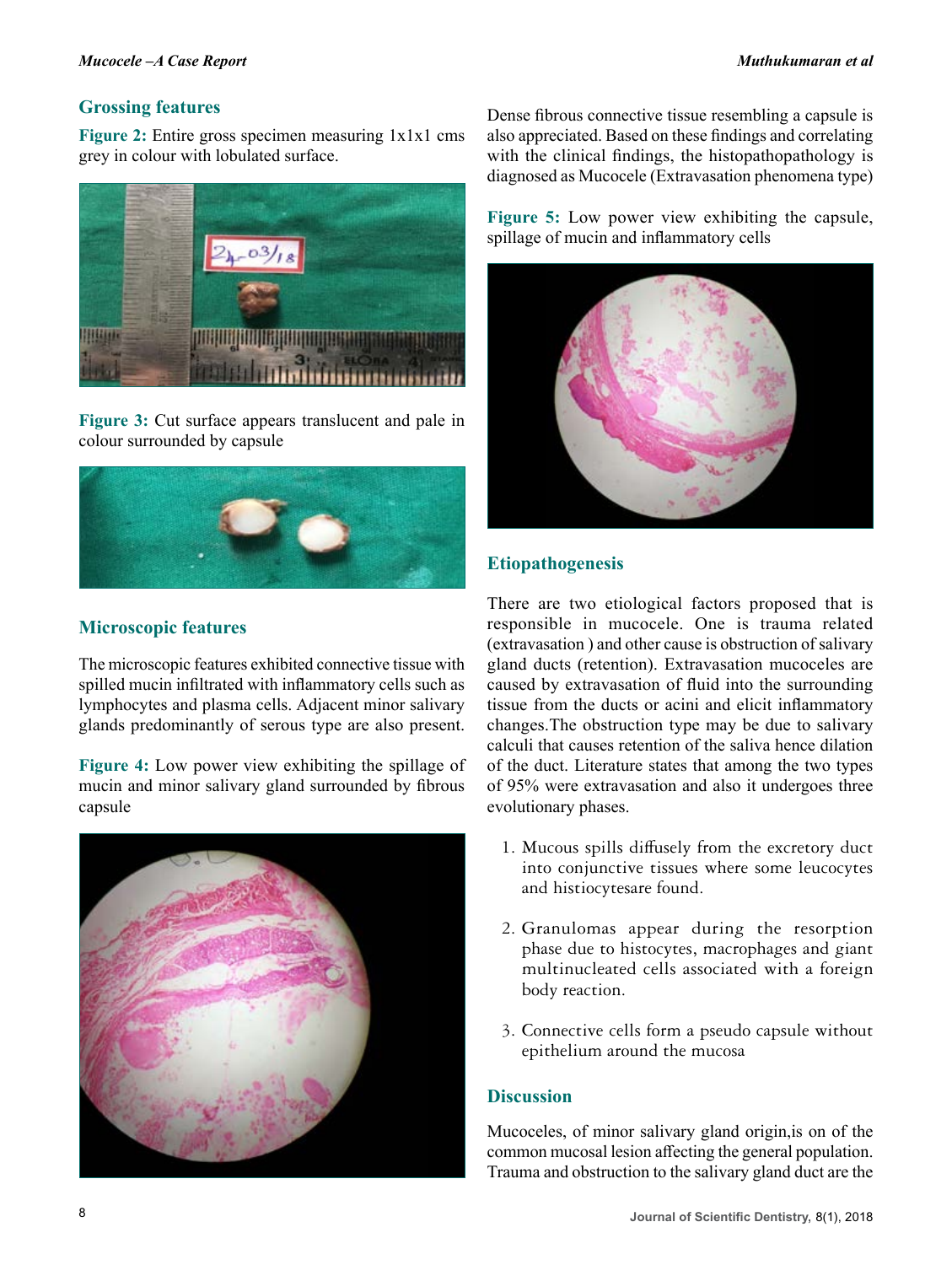## Grossing features

**Figure 2:** Entire gross specimen measuring 1x1x1 cms grey in colour with lobulated surface.

**Figure 3:** Cut surface appears translucent and pale in colour surrounded by capsule

## Microscopic features

The microscopic features exhibited connective tissue with spilled mucin infiltrated with inflammatory cells such as lymphocytes and plasma cells. Adjacent minor salivary glands predominantly of serous type are also present.

**Figure 4:** Low power view exhibiting the spillage of mucin and minor salivary gland surrounded by fibrous capsule

Dense fibrous connective tissue resembling a capsule is also appreciated. Based on these findings and correlating with the clinical findings, the histopathopathology is diagnosed as Mucocele (Extravasation phenomena type)

**Figure 5:** Low power view exhibiting the capsule, spillage of mucin and inflammatory cells

## Etiopathogenesis

There are two etiological factors proposed that is responsible in mucocele. One is trauma related (extravasation ) and other cause is obstruction of salivary gland ducts (retention). Extravasation mucoceles are caused by extravasation of fluid into the surrounding tissue from the ducts or acini and elicit inflammatory changes.The obstruction type may be due to salivary calculi that causes retention of the saliva hence dilation of the duct. Literature states that among the two types of 95% were extravasation and also it undergoes three evolutionary phases.

1. Mucous spills diffusely from the excretory duct into conjunctive tissues where some leucocytes and histiocytesare found.
2. Granulomas appear during the resorption phase due to histocytes, macrophages and giant multinucleated cells associated with a foreign body reaction.
3. Connective cells form a pseudo capsule without epithelium around the mucosa

## Discussion

Mucoceles, of minor salivary gland origin,is on of the common mucosal lesion affecting the general population. Trauma and obstruction to the salivary gland duct are the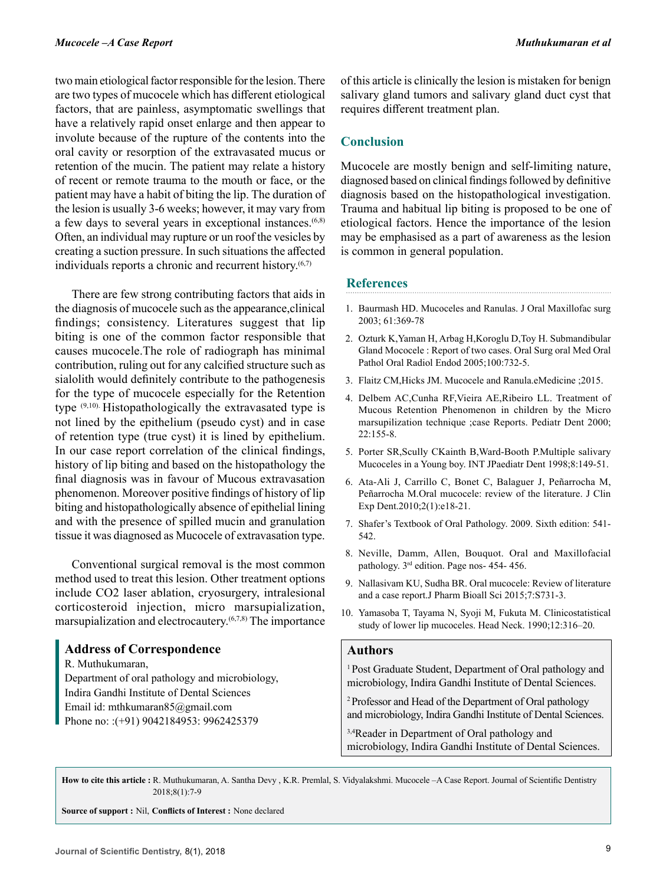two main etiological factor responsible for the lesion. There are two types of mucocele which has different etiological factors, that are painless, asymptomatic swellings that have a relatively rapid onset enlarge and then appear to involute because of the rupture of the contents into the oral cavity or resorption of the extravasated mucus or retention of the mucin. The patient may relate a history of recent or remote trauma to the mouth or face, or the patient may have a habit of biting the lip. The duration of the lesion is usually 3-6 weeks; however, it may vary from a few days to several years in exceptional instances.[6,8] Often, an individual may rupture or un roof the vesicles by creating a suction pressure. In such situations the affected individuals reports a chronic and recurrent history.[6,7]

There are few strong contributing factors that aids in the diagnosis of mucocele such as the appearance,clinical findings; consistency. Literatures suggest that lip biting is one of the common factor responsible that causes mucocele.The role of radiograph has minimal contribution, ruling out for any calcified structure such as sialolith would definitely contribute to the pathogenesis for the type of mucocele especially for the Retention type [9,10]. Histopathologically the extravasated type is not lined by the epithelium (pseudo cyst) and in case of retention type (true cyst) it is lined by epithelium. In our case report correlation of the clinical findings, history of lip biting and based on the histopathology the final diagnosis was in favour of Mucous extravasation phenomenon. Moreover positive findings of history of lip biting and histopathologically absence of epithelial lining and with the presence of spilled mucin and granulation tissue it was diagnosed as Mucocele of extravasation type.

Conventional surgical removal is the most common method used to treat this lesion. Other treatment options include $CO_2$ laser ablation, cryosurgery, intralesional corticosteroid injection, micro marsupialization, marsupialization and electrocautery.[6,7,8] The importance of this article is clinically the lesion is mistaken for benign salivary gland tumors and salivary gland duct cyst that requires different treatment plan.

## Conclusion

Mucocele are mostly benign and self-limiting nature, diagnosed based on clinical findings followed by definitive diagnosis based on the histopathological investigation. Trauma and habitual lip biting is proposed to be one of etiological factors. Hence the importance of the lesion may be emphasised as a part of awareness as the lesion is common in general population.

## References

1. Baurmash HD. Mucoceles and Ranulas. J Oral Maxillofac surg 2003; 61:369-78
2. Ozturk K,Yaman H, Arbag H,Koroglu D,Toy H. Submandibular Gland Mococele : Report of two cases. Oral Surg oral Med Oral Pathol Oral Radiol Endod 2005;100:732-5.
3. Flaitz CM,Hicks JM. Mucocele and Ranula.eMedicine ;2015.
4. Delbem AC,Cunha RF,Vieira AE,Ribeiro LL. Treatment of Mucous Retention Phenomenon in children by the Micro marsupilization technique ;case Reports. Pediatr Dent 2000; 22:155-8.
5. Porter SR,Scully CKainth B,Ward-Booth P.Multiple salivary Mucoceles in a Young boy. INT JPaediatr Dent 1998;8:149-51.
6. Ata-Ali J, Carrillo C, Bonet C, Balaguer J, Peñarrocha M, Peñarrocha M.Oral mucocele: review of the literature. J Clin Exp Dent.2010;2(1):e18-21.
7. Shafer's Textbook of Oral Pathology. 2009. Sixth edition: 541-542.
8. Neville, Damm, Allen, Bouquot. Oral and Maxillofacial pathology. 3rd edition. Page nos- 454- 456.
9. Nallasivam KU, Sudha BR. Oral mucocele: Review of literature and a case report.J Pharm Bioall Sci 2015;7:S731-3.
10. Yamasoba T, Tayama N, Syoji M, Fukuta M. Clinicostatistical study of lower lip mucoceles. Head Neck. 1990;12:316–20.

### Address of Correspondence

R. Muthukumaran,
Department of oral pathology and microbiology,
Indira Gandhi Institute of Dental Sciences
Email id: mthkumaran85@gmail.com
Phone no: :(+91) 9042184953: 9962425379

### Authors

[1] Post Graduate Student, Department of Oral pathology and microbiology, Indira Gandhi Institute of Dental Sciences.

[2] Professor and Head of the Department of Oral pathology and microbiology, Indira Gandhi Institute of Dental Sciences.

[3,4] Reader in Department of Oral pathology and microbiology, Indira Gandhi Institute of Dental Sciences.

**How to cite this article :** R. Muthukumaran, A. Santha Devy , K.R. Premlal, S. Vidyalakshmi. Mucocele –A Case Report. Journal of Scientific Dentistry 2018;8(1):7-9

**Source of support :** Nil, **Conflicts of Interest :** None declared